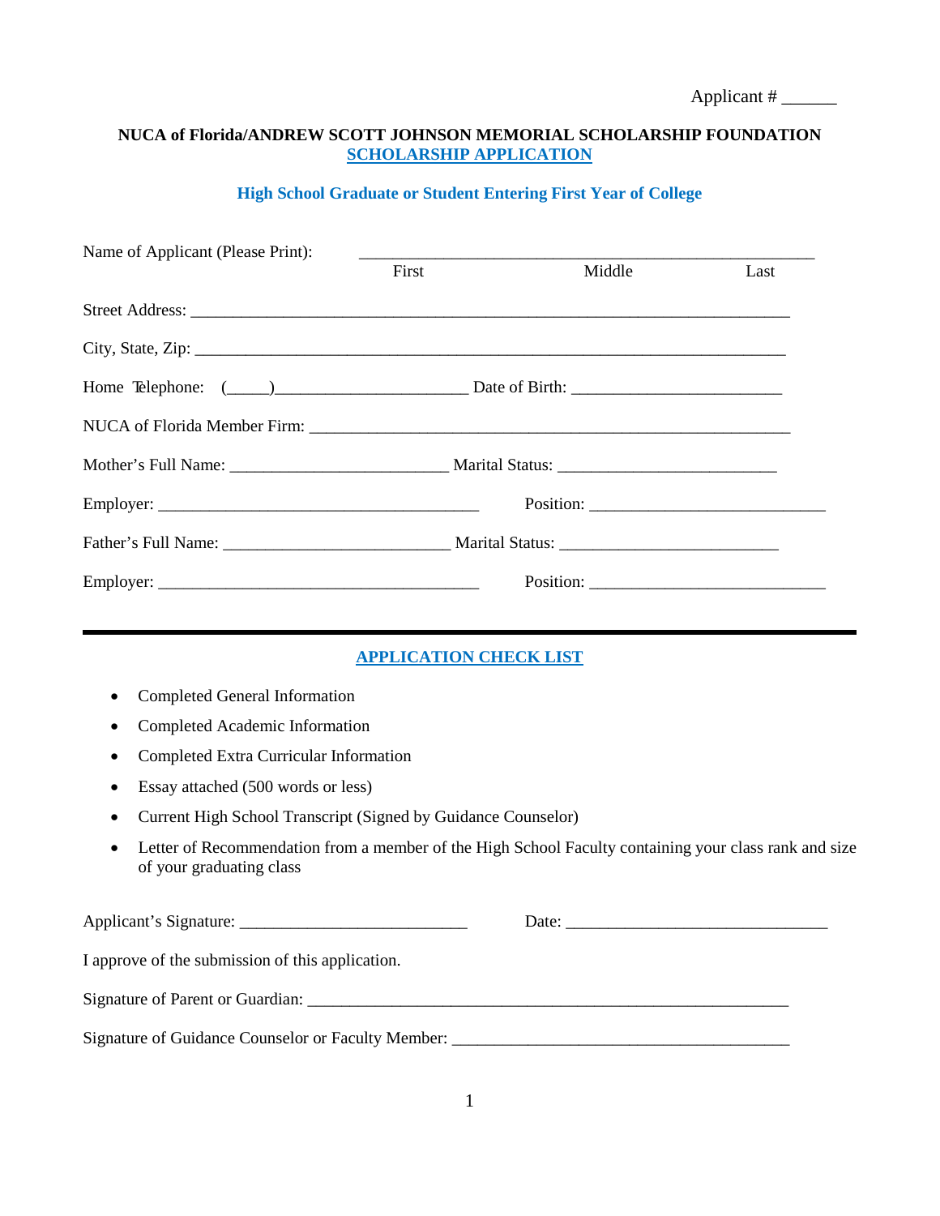Applicant # ______

**NUCA of Florida/ANDREW SCOTT JOHNSON MEMORIAL SCHOLARSHIP FOUNDATION**

**SCHOLARSHIP APPLICATION**

**High School Graduate or Student Entering First Year of College**

Name of Applicant (Please Print): ____________________________________________________
First Middle Last

Street Address: ____________________________________________________________________

City, State, Zip: ____________________________________________________________________

Home Telephone: (_____)______________________ Date of Birth: ________________________

NUCA of Florida Member Firm: _______________________________________________________

Mother's Full Name: _________________________ Marital Status: _________________________

Employer: ____________________________________ Position: ___________________________

Father's Full Name: __________________________ Marital Status: _________________________

Employer: ____________________________________ Position: ___________________________

---

**APPLICATION CHECK LIST**

- Completed General Information
- Completed Academic Information
- Completed Extra Curricular Information
- Essay attached (500 words or less)
- Current High School Transcript (Signed by Guidance Counselor)
- Letter of Recommendation from a member of the High School Faculty containing your class rank and size of your graduating class

Applicant's Signature: __________________________ Date: ______________________________

I approve of the submission of this application.

Signature of Parent or Guardian: _______________________________________________________

Signature of Guidance Counselor or Faculty Member: _______________________________________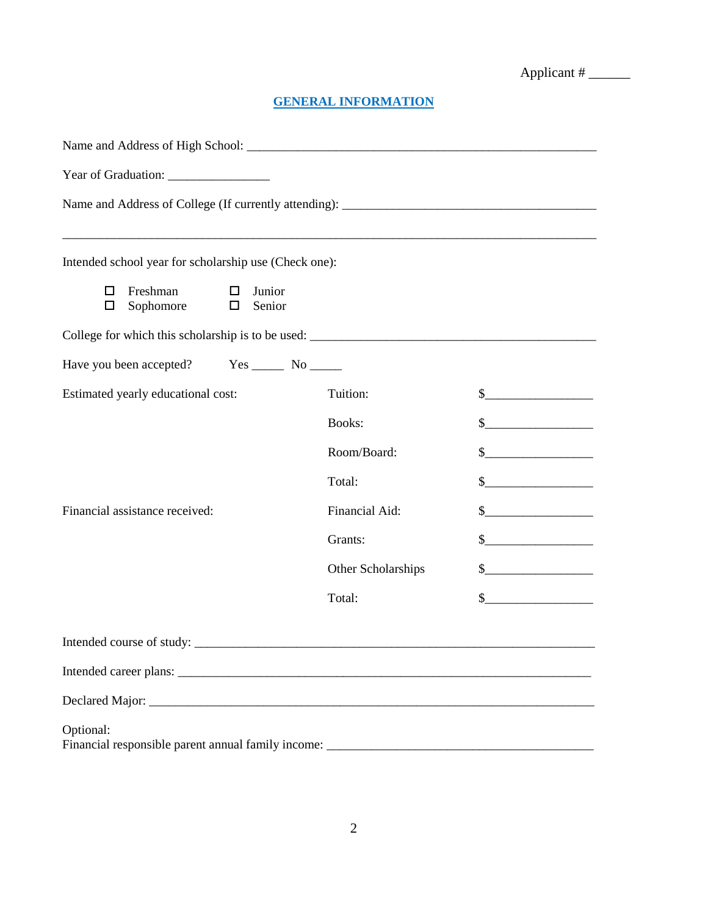Applicant # ______

## GENERAL INFORMATION

Name and Address of High School: ___________________________________________________

Year of Graduation: ________________

Name and Address of College (If currently attending): ________________________________________

________________________________________________________________________________

Intended school year for scholarship use (Check one):

- ☐ Freshman
- ☐ Sophomore
- ☐ Junior
- ☐ Senior

College for which this scholarship is to be used: _____________________________________________

Have you been accepted? Yes _____ No _____

| | | |
|---|---|---|
| Estimated yearly educational cost: | Tuition: | $_________________ |
| | Books: | $_________________ |
| | Room/Board: | $_________________ |
| | Total: | $_________________ |
| Financial assistance received: | Financial Aid: | $_________________ |
| | Grants: | $_________________ |
| | Other Scholarships | $_________________ |
| | Total: | $_________________ |

Intended course of study: _________________________________________________________________

Intended career plans: ___________________________________________________________________

Declared Major: _______________________________________________________________________

Optional:
Financial responsible parent annual family income: __________________________________________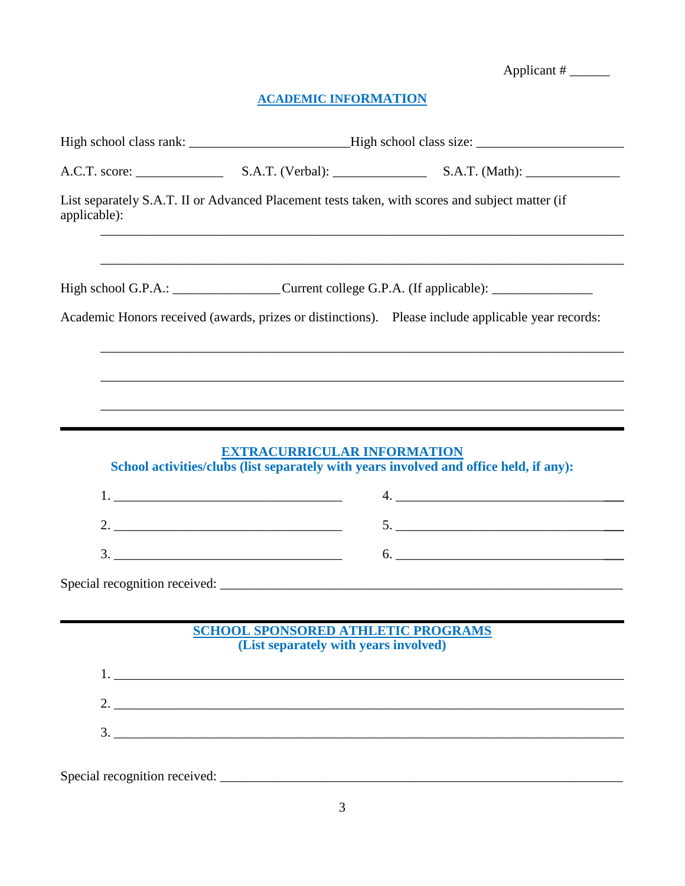Applicant # ______

## ACADEMIC INFORMATION

High school class rank: ________________________ High school class size: ______________________

A.C.T. score: _____________ S.A.T. (Verbal): ______________ S.A.T. (Math): ______________

List separately S.A.T. II or Advanced Placement tests taken, with scores and subject matter (if applicable):

_____________________________________________________________________________

_____________________________________________________________________________

High school G.P.A.: ________________ Current college G.P.A. (If applicable): _______________

Academic Honors received (awards, prizes or distinctions). Please include applicable year records:

_____________________________________________________________________________

_____________________________________________________________________________

_____________________________________________________________________________

---

## EXTRACURRICULAR INFORMATION

**School activities/clubs (list separately with years involved and office held, if any):**

1. ___________________________________ 4. ___________________________________

2. ___________________________________ 5. ___________________________________

3. ___________________________________ 6. ___________________________________

Special recognition received: _________________________________________________________

---

## SCHOOL SPONSORED ATHLETIC PROGRAMS

**(List separately with years involved)**

1. ___________________________________________________________________________

2. ___________________________________________________________________________

3. ___________________________________________________________________________

Special recognition received: _________________________________________________________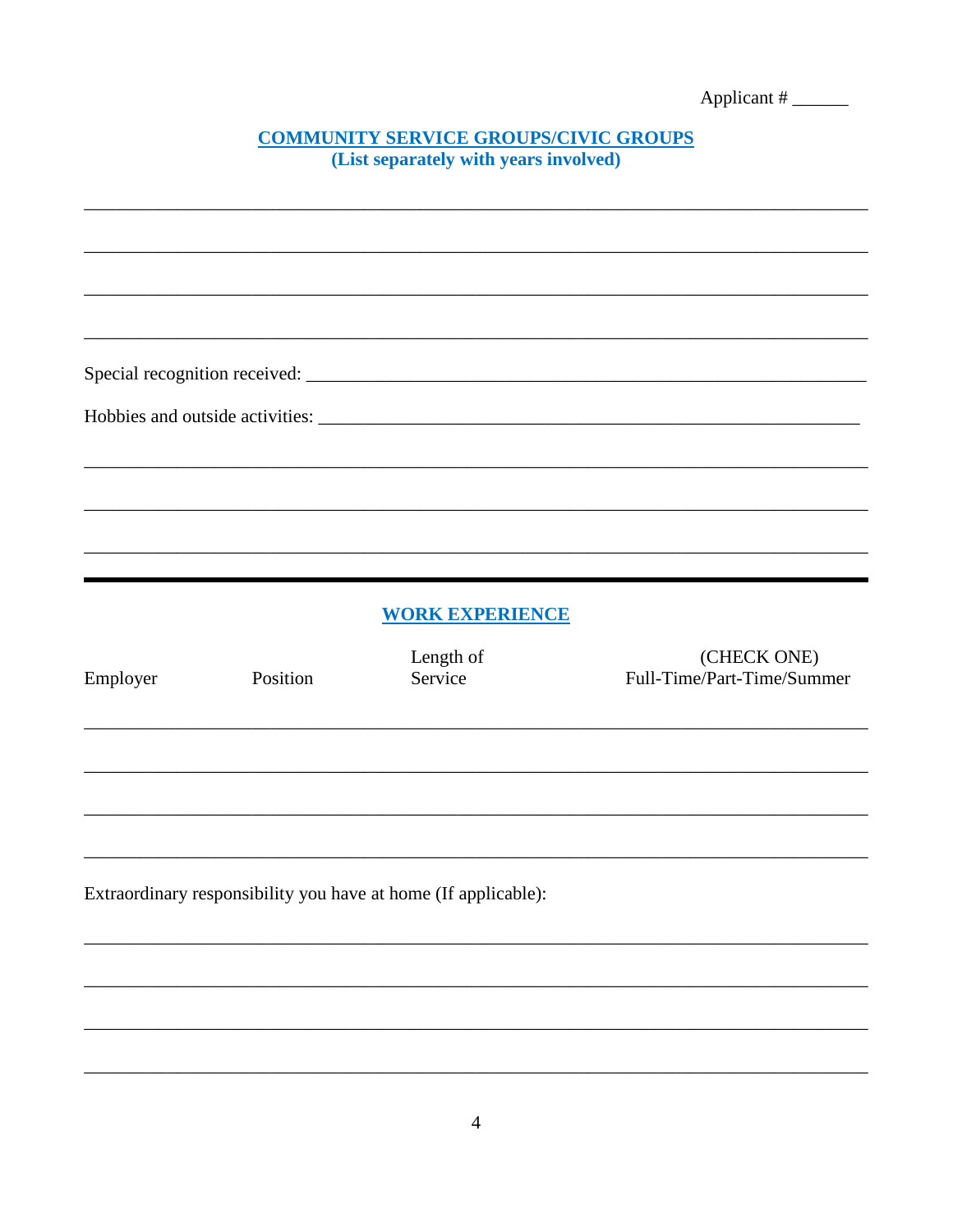Applicant # ______

## COMMUNITY SERVICE GROUPS/CIVIC GROUPS

**(List separately with years involved)**

______________________________________________________________________________

______________________________________________________________________________

______________________________________________________________________________

______________________________________________________________________________

Special recognition received: ___________________________________________________

Hobbies and outside activities: _________________________________________________

______________________________________________________________________________

______________________________________________________________________________

______________________________________________________________________________

---

## WORK EXPERIENCE

| Employer | Position | Length of Service | (CHECK ONE) Full-Time/Part-Time/Summer |
|---|---|---|---|
| | | | |
| | | | |
| | | | |
| | | | |

Extraordinary responsibility you have at home (If applicable):

______________________________________________________________________________

______________________________________________________________________________

______________________________________________________________________________

______________________________________________________________________________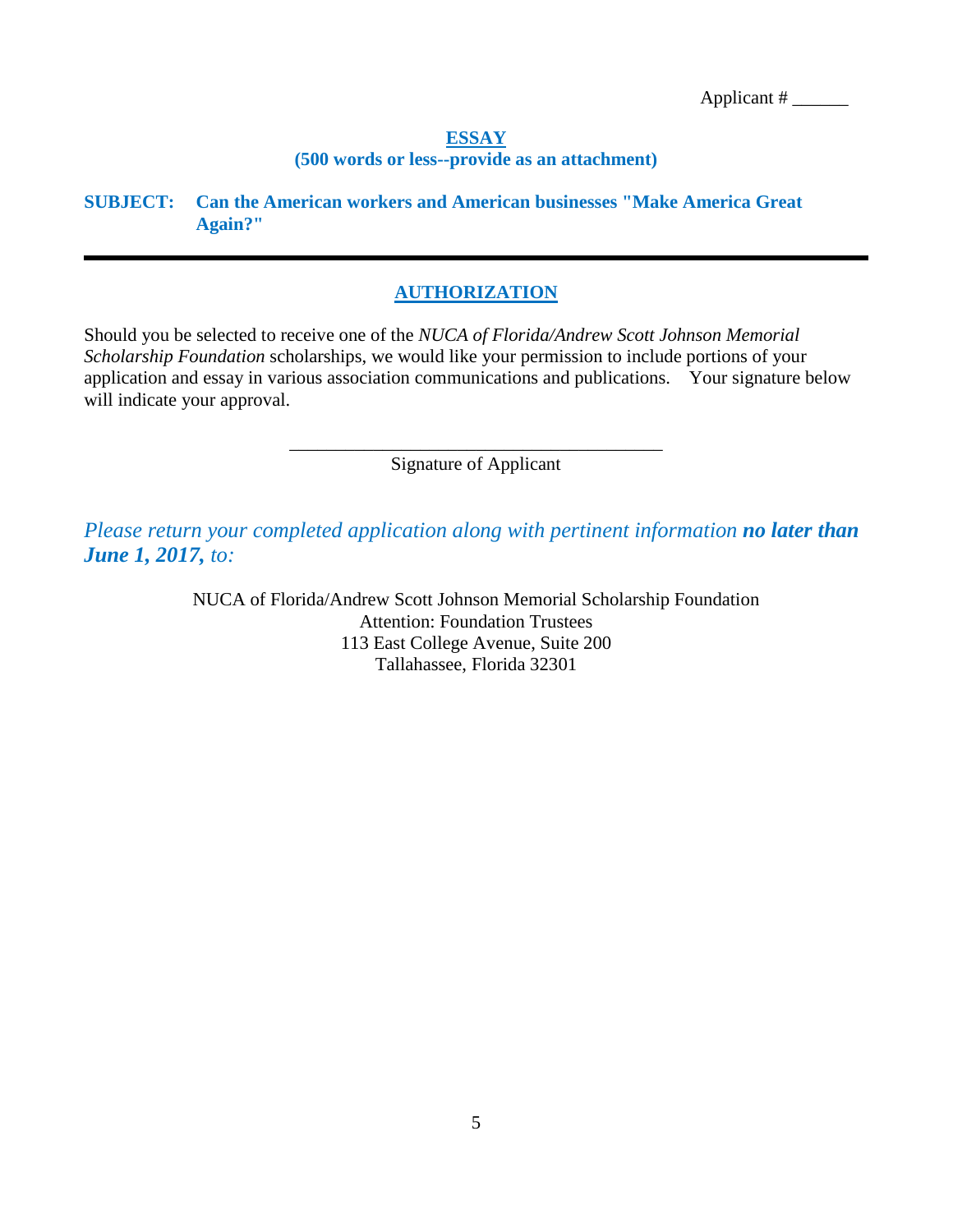Applicant # ______

## ESSAY

**(500 words or less--provide as an attachment)**

**SUBJECT: Can the American workers and American businesses "Make America Great Again?"**

---

## AUTHORIZATION

Should you be selected to receive one of the *NUCA of Florida/Andrew Scott Johnson Memorial Scholarship Foundation* scholarships, we would like your permission to include portions of your application and essay in various association communications and publications. Your signature below will indicate your approval.

________________________________________
Signature of Applicant

*Please return your completed application along with pertinent information **no later than June 1, 2017,** to:*

NUCA of Florida/Andrew Scott Johnson Memorial Scholarship Foundation
Attention: Foundation Trustees
113 East College Avenue, Suite 200
Tallahassee, Florida 32301